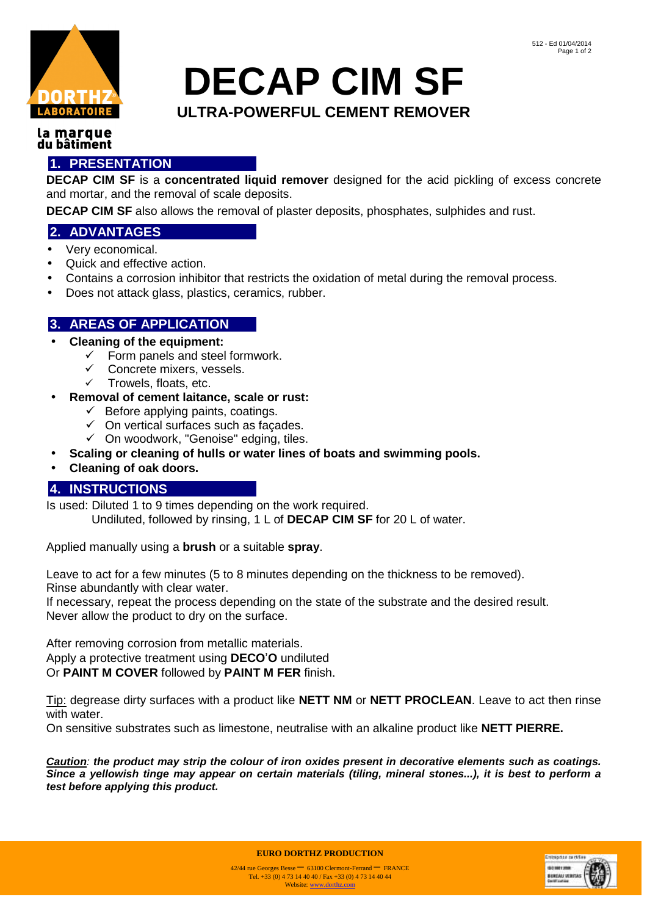# DECAP CIM SF

## ULTRA-POWERFUL CEMENT REMOVER

la marque du bâtiment

## 1. PRESENTATION

**DECAP CIM SF** is a **concentrated liquid remover** designed for the acid pickling of excess concrete and mortar, and the removal of scale deposits.

**DECAP CIM SF** also allows the removal of plaster deposits, phosphates, sulphides and rust.

## 2. ADVANTAGES

- Very economical.
- Quick and effective action.
- Contains a corrosion inhibitor that restricts the oxidation of metal during the removal process.
- Does not attack glass, plastics, ceramics, rubber.

## 3. AREAS OF APPLICATION

- **Cleaning of the equipment:**
  - ✓ Form panels and steel formwork.
  - ✓ Concrete mixers, vessels.
  - ✓ Trowels, floats, etc.
- **Removal of cement laitance, scale or rust:**
  - ✓ Before applying paints, coatings.
  - ✓ On vertical surfaces such as façades.
  - ✓ On woodwork, "Genoise" edging, tiles.
- **Scaling or cleaning of hulls or water lines of boats and swimming pools.**
- **Cleaning of oak doors.**

## 4. INSTRUCTIONS

Is used: Diluted 1 to 9 times depending on the work required.
Undiluted, followed by rinsing, 1 L of **DECAP CIM SF** for 20 L of water.

Applied manually using a **brush** or a suitable **spray**.

Leave to act for a few minutes (5 to 8 minutes depending on the thickness to be removed).
Rinse abundantly with clear water.
If necessary, repeat the process depending on the state of the substrate and the desired result.
Never allow the product to dry on the surface.

After removing corrosion from metallic materials.
Apply a protective treatment using **DECO'O** undiluted
Or **PAINT M COVER** followed by **PAINT M FER** finish.

Tip: degrease dirty surfaces with a product like **NETT NM** or **NETT PROCLEAN**. Leave to act then rinse with water.
On sensitive substrates such as limestone, neutralise with an alkaline product like **NETT PIERRE.**

***Caution**: the product may strip the colour of iron oxides present in decorative elements such as coatings. Since a yellowish tinge may appear on certain materials (tiling, mineral stones...), it is best to perform a test before applying this product.*

**EURO DORTHZ PRODUCTION**
42/44 rue Georges Besse – 63100 Clermont-Ferrand – FRANCE
Tel. +33 (0) 4 73 14 40 40 / Fax +33 (0) 4 73 14 40 44
Website: www.dorthz.com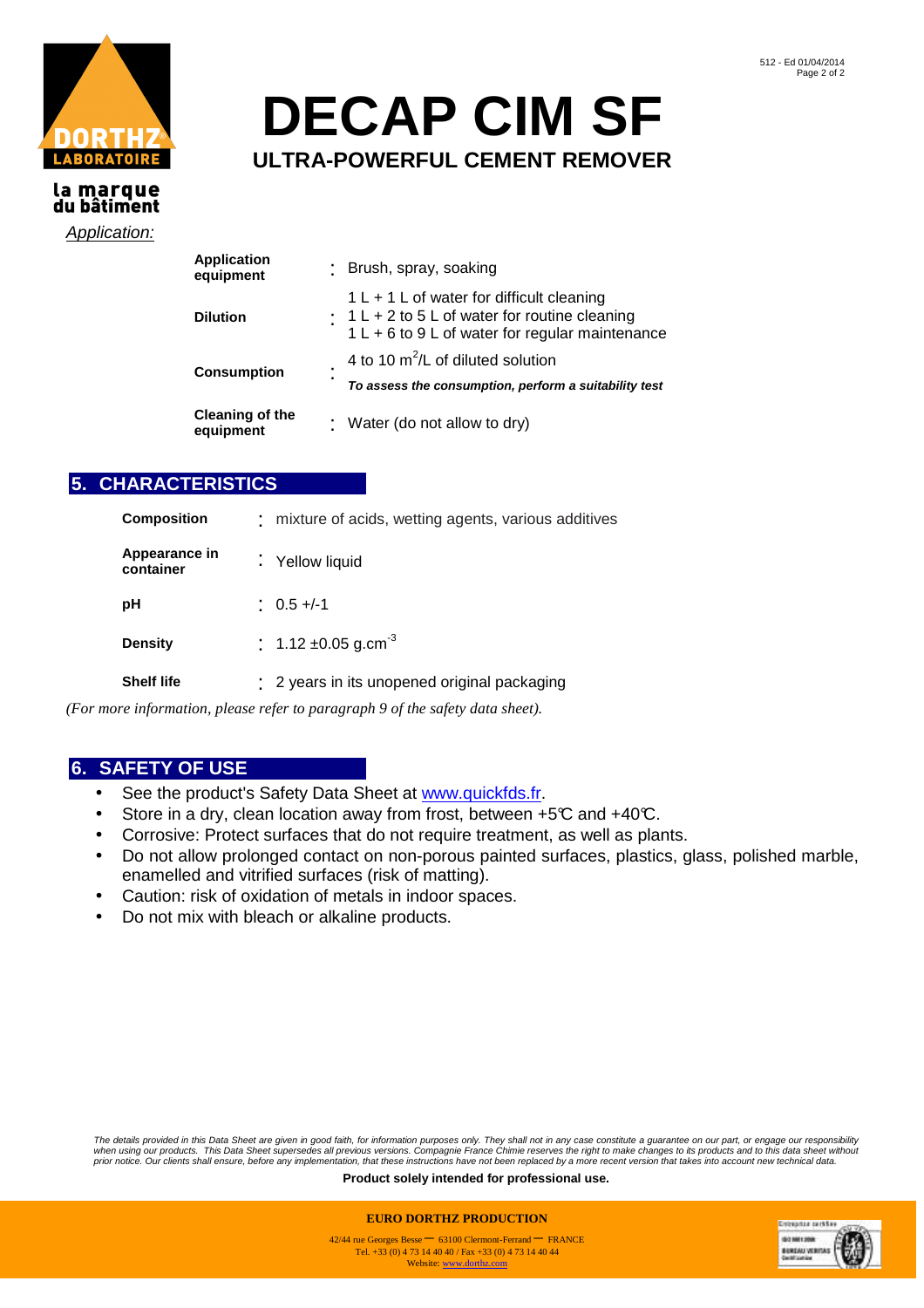# DECAP CIM SF

## ULTRA-POWERFUL CEMENT REMOVER

*Application:*

| | |
|---|---|
| **Application equipment** | Brush, spray, soaking |
| **Dilution** | 1 L + 1 L of water for difficult cleaning<br>1 L + 2 to 5 L of water for routine cleaning<br>1 L + 6 to 9 L of water for regular maintenance |
| **Consumption** | 4 to 10 $m^2$/L of diluted solution<br>***To assess the consumption, perform a suitability test*** |
| **Cleaning of the equipment** | Water (do not allow to dry) |

## 5. CHARACTERISTICS

| | |
|---|---|
| **Composition** | mixture of acids, wetting agents, various additives |
| **Appearance in container** | Yellow liquid |
| **pH** | 0.5 +/-1 |
| **Density** | 1.12 ±0.05 $g.cm^{-3}$ |
| **Shelf life** | 2 years in its unopened original packaging |

*(For more information, please refer to paragraph 9 of the safety data sheet).*

## 6. SAFETY OF USE

- See the product's Safety Data Sheet at www.quickfds.fr.
- Store in a dry, clean location away from frost, between +5°C and +40°C.
- Corrosive: Protect surfaces that do not require treatment, as well as plants.
- Do not allow prolonged contact on non-porous painted surfaces, plastics, glass, polished marble, enamelled and vitrified surfaces (risk of matting).
- Caution: risk of oxidation of metals in indoor spaces.
- Do not mix with bleach or alkaline products.

*The details provided in this Data Sheet are given in good faith, for information purposes only. They shall not in any case constitute a guarantee on our part, or engage our responsibility when using our products. This Data Sheet supersedes all previous versions. Compagnie France Chimie reserves the right to make changes to its products and to this data sheet without prior notice. Our clients shall ensure, before any implementation, that these instructions have not been replaced by a more recent version that takes into account new technical data.*

**Product solely intended for professional use.**

**EURO DORTHZ PRODUCTION**

42/44 rue Georges Besse – 63100 Clermont-Ferrand – FRANCE
Tel. +33 (0) 4 73 14 40 40 / Fax +33 (0) 4 73 14 40 44
Website: www.dorthz.com